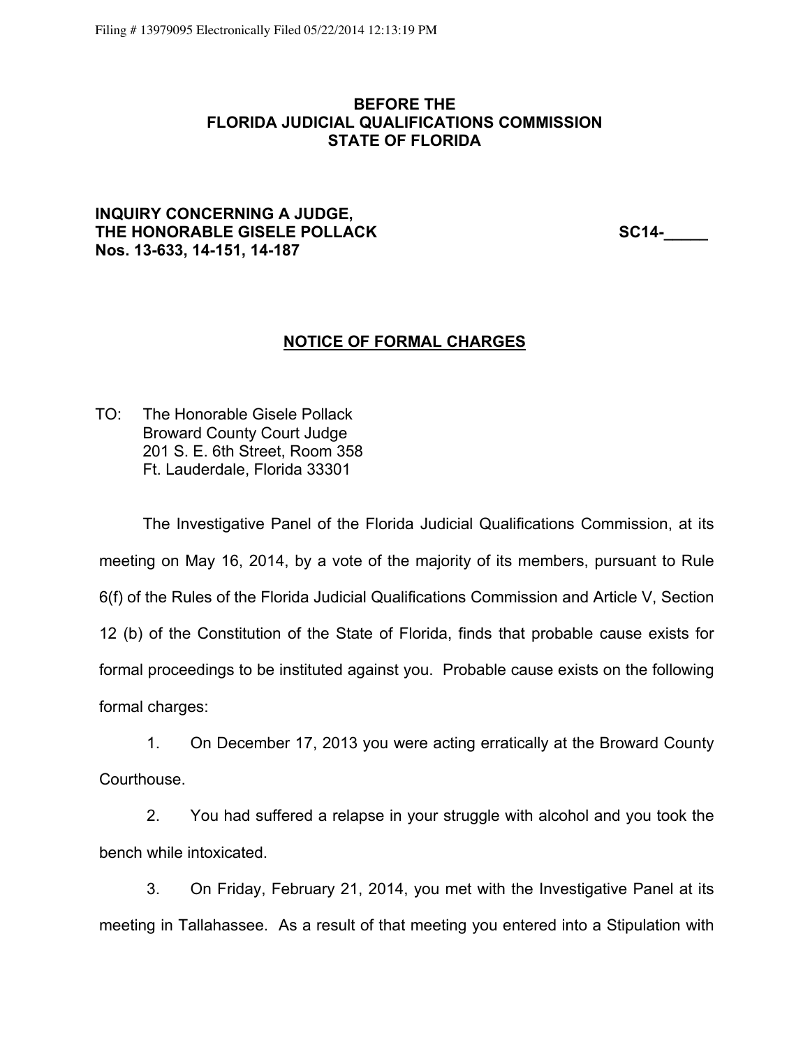Filing # 13979095 Electronically Filed 05/22/2014 12:13:19 PM

**BEFORE THE**
**FLORIDA JUDICIAL QUALIFICATIONS COMMISSION**
**STATE OF FLORIDA**

**INQUIRY CONCERNING A JUDGE,**
**THE HONORABLE GISELE POLLACK** **SC14-_____**
**Nos. 13-633, 14-151, 14-187**

## NOTICE OF FORMAL CHARGES

TO: The Honorable Gisele Pollack
Broward County Court Judge
201 S. E. 6th Street, Room 358
Ft. Lauderdale, Florida 33301

The Investigative Panel of the Florida Judicial Qualifications Commission, at its meeting on May 16, 2014, by a vote of the majority of its members, pursuant to Rule 6(f) of the Rules of the Florida Judicial Qualifications Commission and Article V, Section 12 (b) of the Constitution of the State of Florida, finds that probable cause exists for formal proceedings to be instituted against you. Probable cause exists on the following formal charges:

1. On December 17, 2013 you were acting erratically at the Broward County Courthouse.

2. You had suffered a relapse in your struggle with alcohol and you took the bench while intoxicated.

3. On Friday, February 21, 2014, you met with the Investigative Panel at its meeting in Tallahassee. As a result of that meeting you entered into a Stipulation with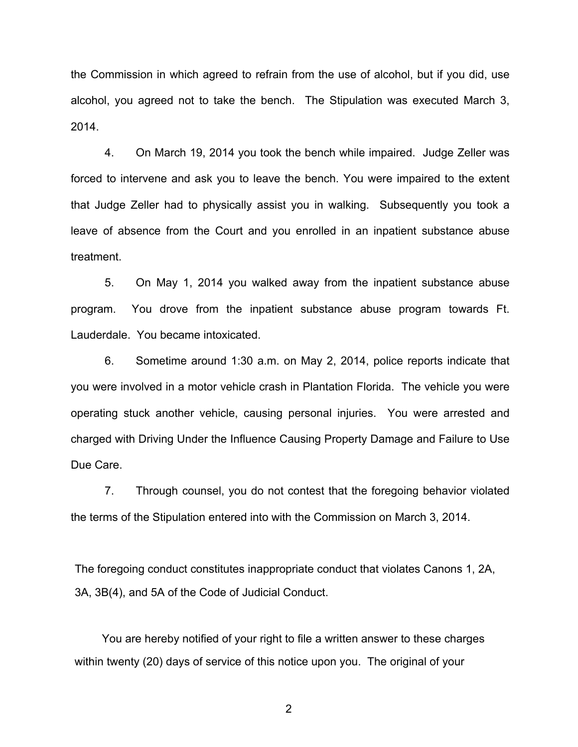the Commission in which agreed to refrain from the use of alcohol, but if you did, use alcohol, you agreed not to take the bench. The Stipulation was executed March 3, 2014.

4. On March 19, 2014 you took the bench while impaired. Judge Zeller was forced to intervene and ask you to leave the bench. You were impaired to the extent that Judge Zeller had to physically assist you in walking. Subsequently you took a leave of absence from the Court and you enrolled in an inpatient substance abuse treatment.

5. On May 1, 2014 you walked away from the inpatient substance abuse program. You drove from the inpatient substance abuse program towards Ft. Lauderdale. You became intoxicated.

6. Sometime around 1:30 a.m. on May 2, 2014, police reports indicate that you were involved in a motor vehicle crash in Plantation Florida. The vehicle you were operating stuck another vehicle, causing personal injuries. You were arrested and charged with Driving Under the Influence Causing Property Damage and Failure to Use Due Care.

7. Through counsel, you do not contest that the foregoing behavior violated the terms of the Stipulation entered into with the Commission on March 3, 2014.

The foregoing conduct constitutes inappropriate conduct that violates Canons 1, 2A, 3A, 3B(4), and 5A of the Code of Judicial Conduct.

You are hereby notified of your right to file a written answer to these charges within twenty (20) days of service of this notice upon you. The original of your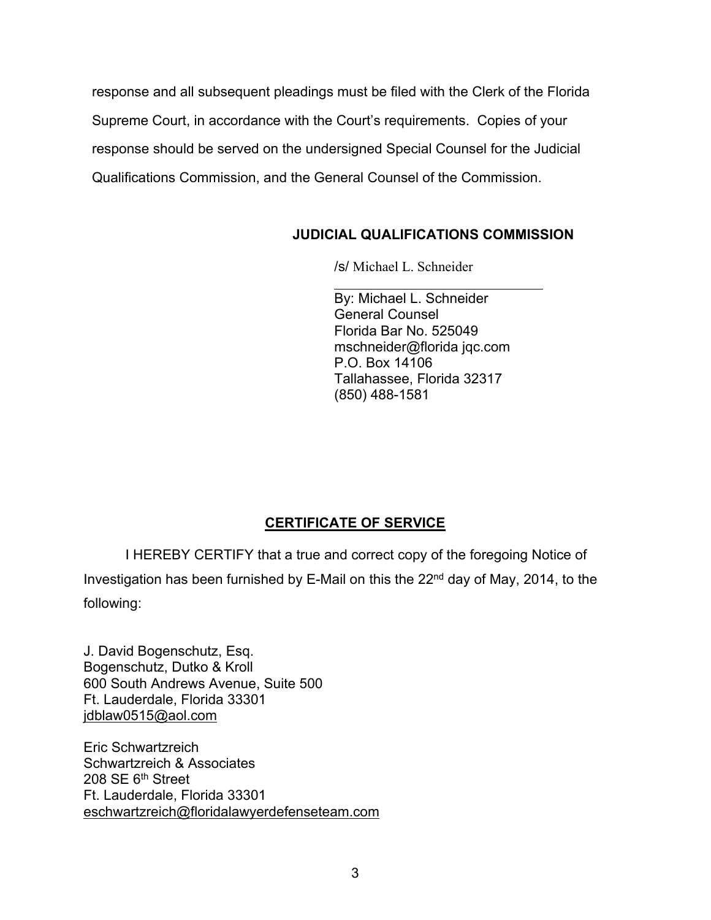response and all subsequent pleadings must be filed with the Clerk of the Florida Supreme Court, in accordance with the Court's requirements. Copies of your response should be served on the undersigned Special Counsel for the Judicial Qualifications Commission, and the General Counsel of the Commission.

**JUDICIAL QUALIFICATIONS COMMISSION**

/s/ Michael L. Schneider

By: Michael L. Schneider
General Counsel
Florida Bar No. 525049
mschneider@florida jqc.com
P.O. Box 14106
Tallahassee, Florida 32317
(850) 488-1581

## CERTIFICATE OF SERVICE

I HEREBY CERTIFY that a true and correct copy of the foregoing Notice of Investigation has been furnished by E-Mail on this the 22nd day of May, 2014, to the following:

J. David Bogenschutz, Esq.
Bogenschutz, Dutko & Kroll
600 South Andrews Avenue, Suite 500
Ft. Lauderdale, Florida 33301
jdblaw0515@aol.com

Eric Schwartzreich
Schwartzreich & Associates
208 SE 6th Street
Ft. Lauderdale, Florida 33301
eschwartzreich@floridalawyerdefenseteam.com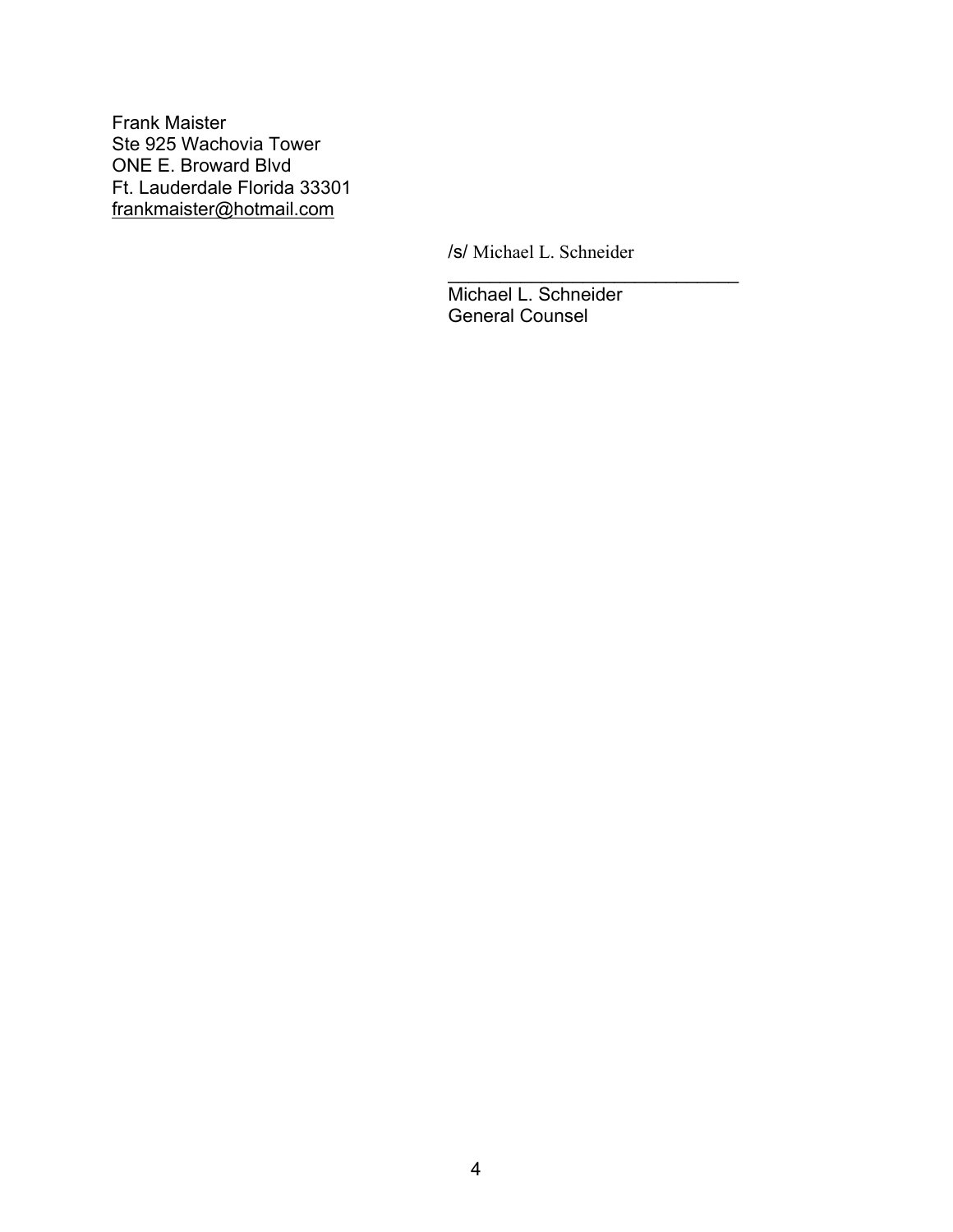Frank Maister
Ste 925 Wachovia Tower
ONE E. Broward Blvd
Ft. Lauderdale Florida 33301
frankmaister@hotmail.com

/s/ Michael L. Schneider
______________________________
Michael L. Schneider
General Counsel